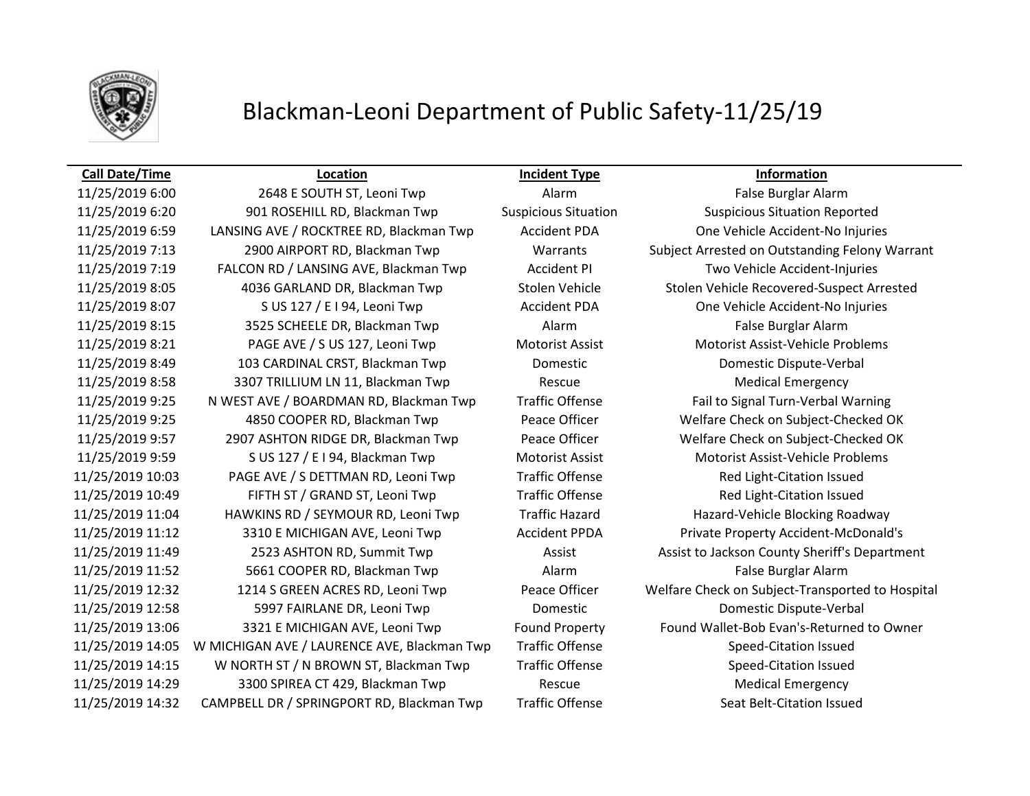# Blackman-Leoni Department of Public Safety-11/25/19

| Call Date/Time | Location | Incident Type | Information |
| --- | --- | --- | --- |
| 11/25/2019 6:00 | 2648 E SOUTH ST, Leoni Twp | Alarm | False Burglar Alarm |
| 11/25/2019 6:20 | 901 ROSEHILL RD, Blackman Twp | Suspicious Situation | Suspicious Situation Reported |
| 11/25/2019 6:59 | LANSING AVE / ROCKTREE RD, Blackman Twp | Accident PDA | One Vehicle Accident-No Injuries |
| 11/25/2019 7:13 | 2900 AIRPORT RD, Blackman Twp | Warrants | Subject Arrested on Outstanding Felony Warrant |
| 11/25/2019 7:19 | FALCON RD / LANSING AVE, Blackman Twp | Accident PI | Two Vehicle Accident-Injuries |
| 11/25/2019 8:05 | 4036 GARLAND DR, Blackman Twp | Stolen Vehicle | Stolen Vehicle Recovered-Suspect Arrested |
| 11/25/2019 8:07 | S US 127 / E I 94, Leoni Twp | Accident PDA | One Vehicle Accident-No Injuries |
| 11/25/2019 8:15 | 3525 SCHEELE DR, Blackman Twp | Alarm | False Burglar Alarm |
| 11/25/2019 8:21 | PAGE AVE / S US 127, Leoni Twp | Motorist Assist | Motorist Assist-Vehicle Problems |
| 11/25/2019 8:49 | 103 CARDINAL CRST, Blackman Twp | Domestic | Domestic Dispute-Verbal |
| 11/25/2019 8:58 | 3307 TRILLIUM LN 11, Blackman Twp | Rescue | Medical Emergency |
| 11/25/2019 9:25 | N WEST AVE / BOARDMAN RD, Blackman Twp | Traffic Offense | Fail to Signal Turn-Verbal Warning |
| 11/25/2019 9:25 | 4850 COOPER RD, Blackman Twp | Peace Officer | Welfare Check on Subject-Checked OK |
| 11/25/2019 9:57 | 2907 ASHTON RIDGE DR, Blackman Twp | Peace Officer | Welfare Check on Subject-Checked OK |
| 11/25/2019 9:59 | S US 127 / E I 94, Blackman Twp | Motorist Assist | Motorist Assist-Vehicle Problems |
| 11/25/2019 10:03 | PAGE AVE / S DETTMAN RD, Leoni Twp | Traffic Offense | Red Light-Citation Issued |
| 11/25/2019 10:49 | FIFTH ST / GRAND ST, Leoni Twp | Traffic Offense | Red Light-Citation Issued |
| 11/25/2019 11:04 | HAWKINS RD / SEYMOUR RD, Leoni Twp | Traffic Hazard | Hazard-Vehicle Blocking Roadway |
| 11/25/2019 11:12 | 3310 E MICHIGAN AVE, Leoni Twp | Accident PPDA | Private Property Accident-McDonald's |
| 11/25/2019 11:49 | 2523 ASHTON RD, Summit Twp | Assist | Assist to Jackson County Sheriff's Department |
| 11/25/2019 11:52 | 5661 COOPER RD, Blackman Twp | Alarm | False Burglar Alarm |
| 11/25/2019 12:32 | 1214 S GREEN ACRES RD, Leoni Twp | Peace Officer | Welfare Check on Subject-Transported to Hospital |
| 11/25/2019 12:58 | 5997 FAIRLANE DR, Leoni Twp | Domestic | Domestic Dispute-Verbal |
| 11/25/2019 13:06 | 3321 E MICHIGAN AVE, Leoni Twp | Found Property | Found Wallet-Bob Evan's-Returned to Owner |
| 11/25/2019 14:05 | W MICHIGAN AVE / LAURENCE AVE, Blackman Twp | Traffic Offense | Speed-Citation Issued |
| 11/25/2019 14:15 | W NORTH ST / N BROWN ST, Blackman Twp | Traffic Offense | Speed-Citation Issued |
| 11/25/2019 14:29 | 3300 SPIREA CT 429, Blackman Twp | Rescue | Medical Emergency |
| 11/25/2019 14:32 | CAMPBELL DR / SPRINGPORT RD, Blackman Twp | Traffic Offense | Seat Belt-Citation Issued |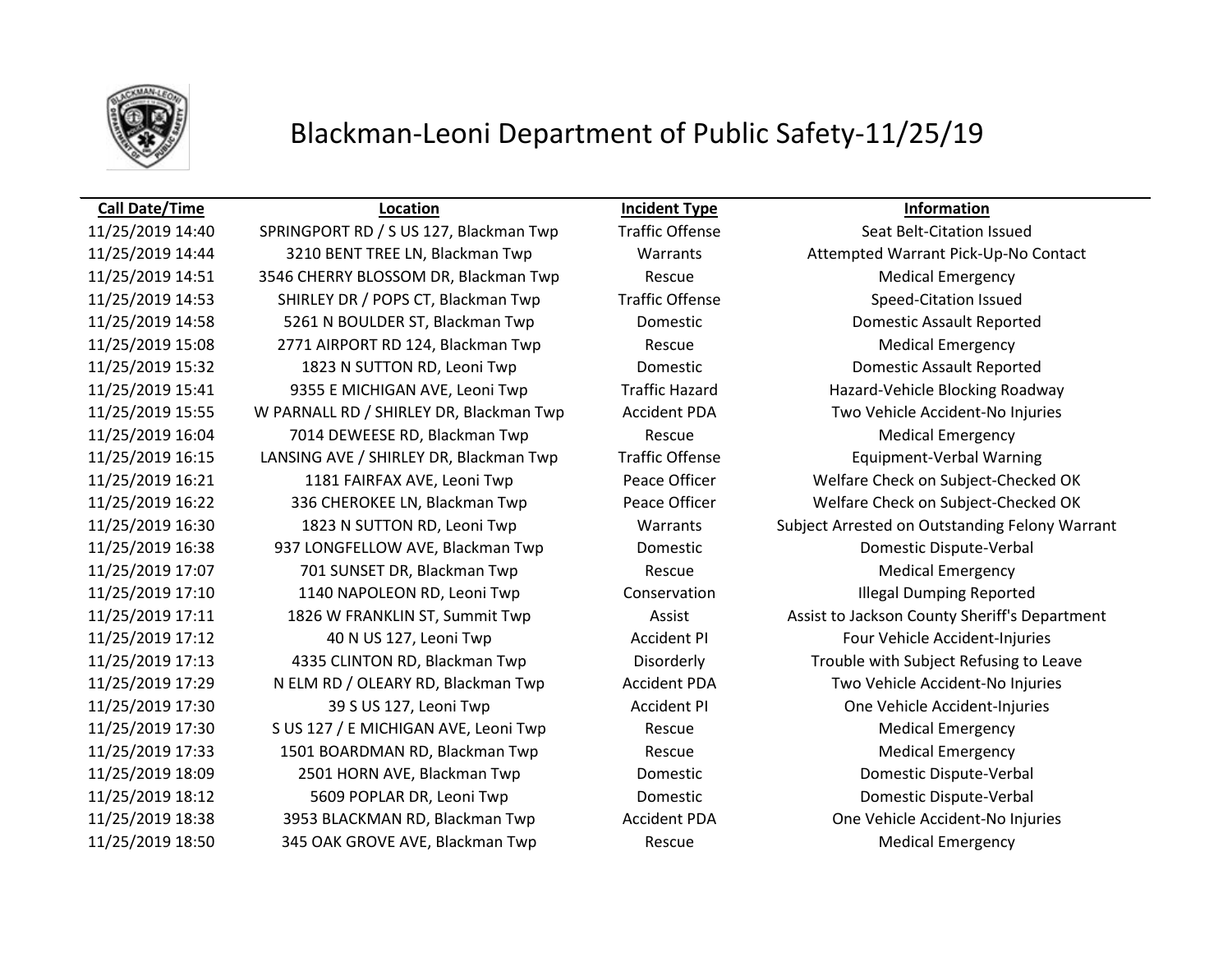# Blackman-Leoni Department of Public Safety-11/25/19

| Call Date/Time | Location | Incident Type | Information |
|---|---|---|---|
| 11/25/2019 14:40 | SPRINGPORT RD / S US 127, Blackman Twp | Traffic Offense | Seat Belt-Citation Issued |
| 11/25/2019 14:44 | 3210 BENT TREE LN, Blackman Twp | Warrants | Attempted Warrant Pick-Up-No Contact |
| 11/25/2019 14:51 | 3546 CHERRY BLOSSOM DR, Blackman Twp | Rescue | Medical Emergency |
| 11/25/2019 14:53 | SHIRLEY DR / POPS CT, Blackman Twp | Traffic Offense | Speed-Citation Issued |
| 11/25/2019 14:58 | 5261 N BOULDER ST, Blackman Twp | Domestic | Domestic Assault Reported |
| 11/25/2019 15:08 | 2771 AIRPORT RD 124, Blackman Twp | Rescue | Medical Emergency |
| 11/25/2019 15:32 | 1823 N SUTTON RD, Leoni Twp | Domestic | Domestic Assault Reported |
| 11/25/2019 15:41 | 9355 E MICHIGAN AVE, Leoni Twp | Traffic Hazard | Hazard-Vehicle Blocking Roadway |
| 11/25/2019 15:55 | W PARNALL RD / SHIRLEY DR, Blackman Twp | Accident PDA | Two Vehicle Accident-No Injuries |
| 11/25/2019 16:04 | 7014 DEWEESE RD, Blackman Twp | Rescue | Medical Emergency |
| 11/25/2019 16:15 | LANSING AVE / SHIRLEY DR, Blackman Twp | Traffic Offense | Equipment-Verbal Warning |
| 11/25/2019 16:21 | 1181 FAIRFAX AVE, Leoni Twp | Peace Officer | Welfare Check on Subject-Checked OK |
| 11/25/2019 16:22 | 336 CHEROKEE LN, Blackman Twp | Peace Officer | Welfare Check on Subject-Checked OK |
| 11/25/2019 16:30 | 1823 N SUTTON RD, Leoni Twp | Warrants | Subject Arrested on Outstanding Felony Warrant |
| 11/25/2019 16:38 | 937 LONGFELLOW AVE, Blackman Twp | Domestic | Domestic Dispute-Verbal |
| 11/25/2019 17:07 | 701 SUNSET DR, Blackman Twp | Rescue | Medical Emergency |
| 11/25/2019 17:10 | 1140 NAPOLEON RD, Leoni Twp | Conservation | Illegal Dumping Reported |
| 11/25/2019 17:11 | 1826 W FRANKLIN ST, Summit Twp | Assist | Assist to Jackson County Sheriff's Department |
| 11/25/2019 17:12 | 40 N US 127, Leoni Twp | Accident PI | Four Vehicle Accident-Injuries |
| 11/25/2019 17:13 | 4335 CLINTON RD, Blackman Twp | Disorderly | Trouble with Subject Refusing to Leave |
| 11/25/2019 17:29 | N ELM RD / OLEARY RD, Blackman Twp | Accident PDA | Two Vehicle Accident-No Injuries |
| 11/25/2019 17:30 | 39 S US 127, Leoni Twp | Accident PI | One Vehicle Accident-Injuries |
| 11/25/2019 17:30 | S US 127 / E MICHIGAN AVE, Leoni Twp | Rescue | Medical Emergency |
| 11/25/2019 17:33 | 1501 BOARDMAN RD, Blackman Twp | Rescue | Medical Emergency |
| 11/25/2019 18:09 | 2501 HORN AVE, Blackman Twp | Domestic | Domestic Dispute-Verbal |
| 11/25/2019 18:12 | 5609 POPLAR DR, Leoni Twp | Domestic | Domestic Dispute-Verbal |
| 11/25/2019 18:38 | 3953 BLACKMAN RD, Blackman Twp | Accident PDA | One Vehicle Accident-No Injuries |
| 11/25/2019 18:50 | 345 OAK GROVE AVE, Blackman Twp | Rescue | Medical Emergency |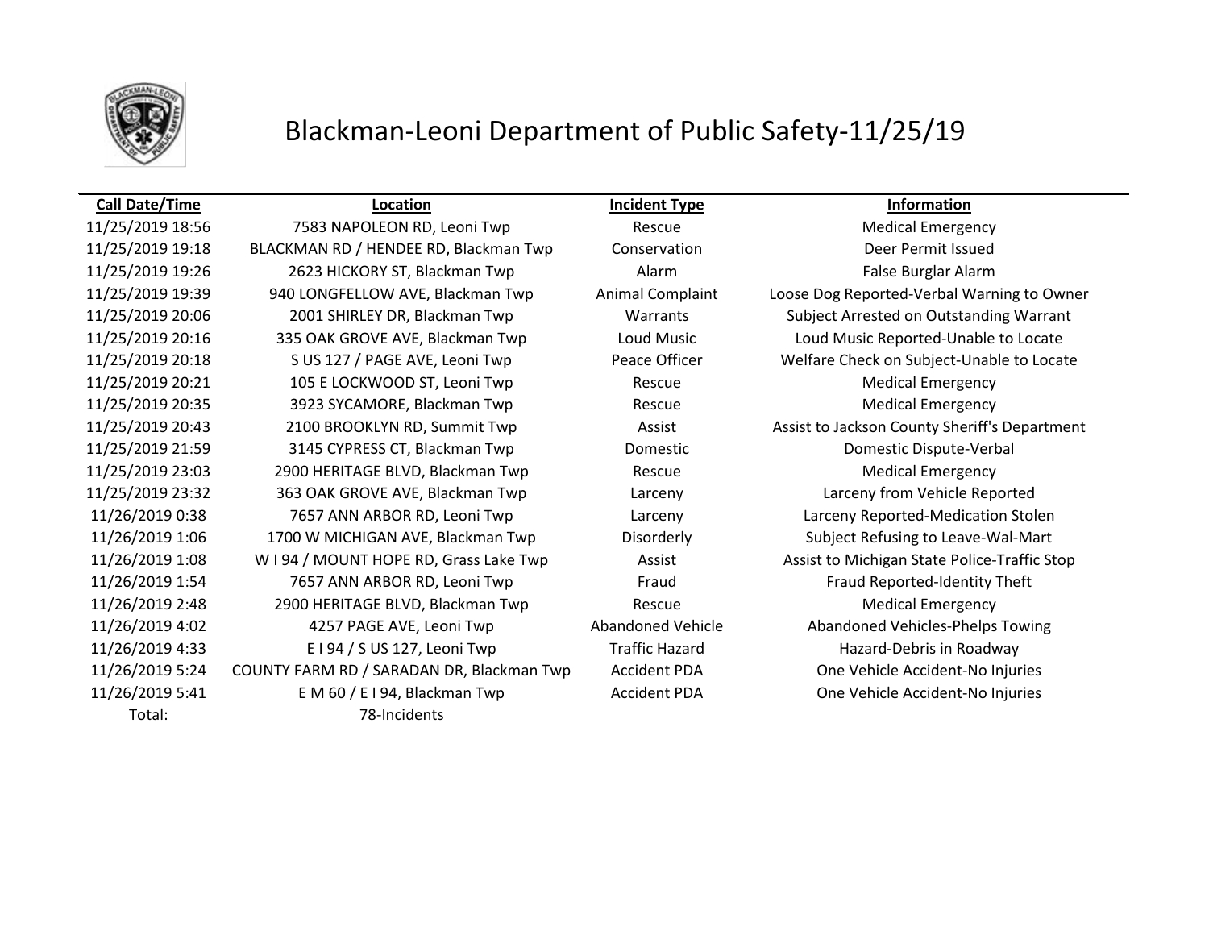# Blackman-Leoni Department of Public Safety-11/25/19

| Call Date/Time | Location | Incident Type | Information |
|---|---|---|---|
| 11/25/2019 18:56 | 7583 NAPOLEON RD, Leoni Twp | Rescue | Medical Emergency |
| 11/25/2019 19:18 | BLACKMAN RD / HENDEE RD, Blackman Twp | Conservation | Deer Permit Issued |
| 11/25/2019 19:26 | 2623 HICKORY ST, Blackman Twp | Alarm | False Burglar Alarm |
| 11/25/2019 19:39 | 940 LONGFELLOW AVE, Blackman Twp | Animal Complaint | Loose Dog Reported-Verbal Warning to Owner |
| 11/25/2019 20:06 | 2001 SHIRLEY DR, Blackman Twp | Warrants | Subject Arrested on Outstanding Warrant |
| 11/25/2019 20:16 | 335 OAK GROVE AVE, Blackman Twp | Loud Music | Loud Music Reported-Unable to Locate |
| 11/25/2019 20:18 | S US 127 / PAGE AVE, Leoni Twp | Peace Officer | Welfare Check on Subject-Unable to Locate |
| 11/25/2019 20:21 | 105 E LOCKWOOD ST, Leoni Twp | Rescue | Medical Emergency |
| 11/25/2019 20:35 | 3923 SYCAMORE, Blackman Twp | Rescue | Medical Emergency |
| 11/25/2019 20:43 | 2100 BROOKLYN RD, Summit Twp | Assist | Assist to Jackson County Sheriff's Department |
| 11/25/2019 21:59 | 3145 CYPRESS CT, Blackman Twp | Domestic | Domestic Dispute-Verbal |
| 11/25/2019 23:03 | 2900 HERITAGE BLVD, Blackman Twp | Rescue | Medical Emergency |
| 11/25/2019 23:32 | 363 OAK GROVE AVE, Blackman Twp | Larceny | Larceny from Vehicle Reported |
| 11/26/2019 0:38 | 7657 ANN ARBOR RD, Leoni Twp | Larceny | Larceny Reported-Medication Stolen |
| 11/26/2019 1:06 | 1700 W MICHIGAN AVE, Blackman Twp | Disorderly | Subject Refusing to Leave-Wal-Mart |
| 11/26/2019 1:08 | W I 94 / MOUNT HOPE RD, Grass Lake Twp | Assist | Assist to Michigan State Police-Traffic Stop |
| 11/26/2019 1:54 | 7657 ANN ARBOR RD, Leoni Twp | Fraud | Fraud Reported-Identity Theft |
| 11/26/2019 2:48 | 2900 HERITAGE BLVD, Blackman Twp | Rescue | Medical Emergency |
| 11/26/2019 4:02 | 4257 PAGE AVE, Leoni Twp | Abandoned Vehicle | Abandoned Vehicles-Phelps Towing |
| 11/26/2019 4:33 | E I 94 / S US 127, Leoni Twp | Traffic Hazard | Hazard-Debris in Roadway |
| 11/26/2019 5:24 | COUNTY FARM RD / SARADAN DR, Blackman Twp | Accident PDA | One Vehicle Accident-No Injuries |
| 11/26/2019 5:41 | E M 60 / E I 94, Blackman Twp | Accident PDA | One Vehicle Accident-No Injuries |
| Total: | 78-Incidents | | |